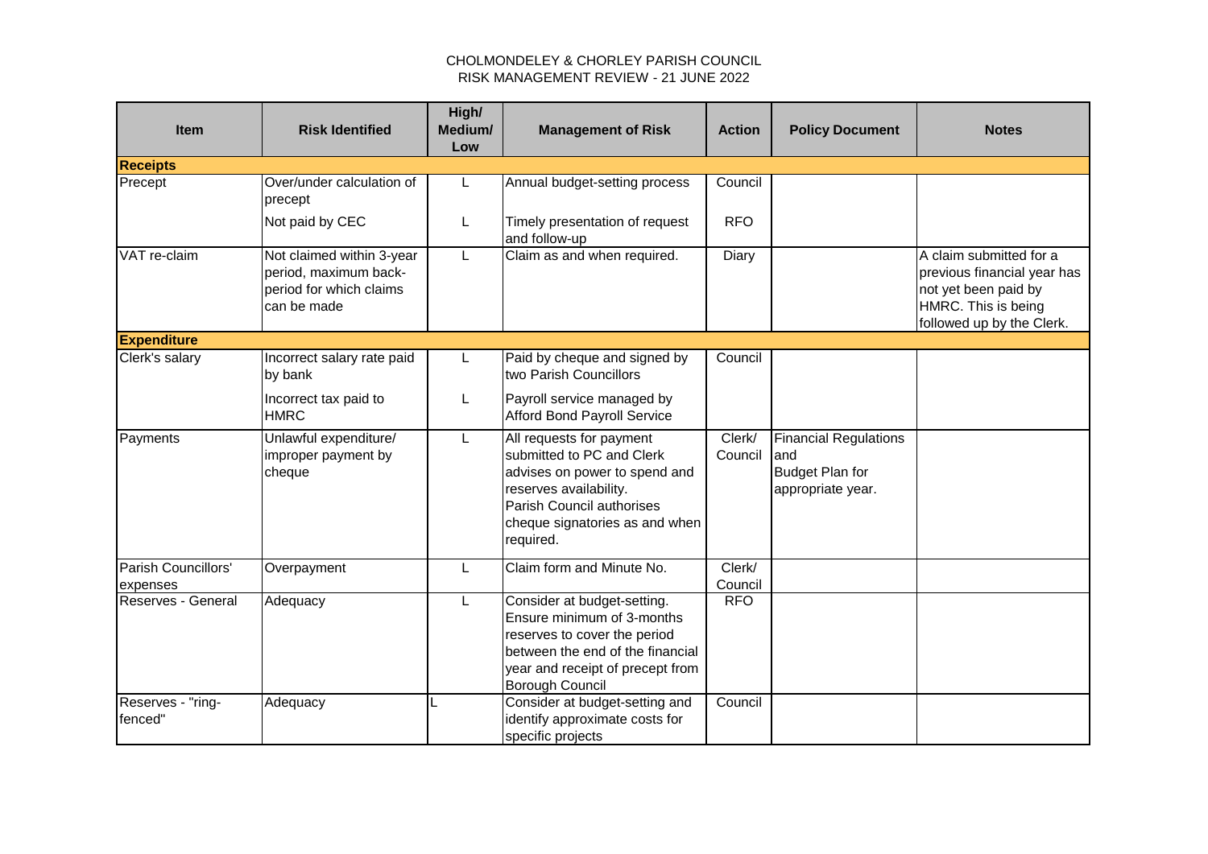# CHOLMONDELEY & CHORLEY PARISH COUNCIL
## RISK MANAGEMENT REVIEW - 21 JUNE 2022

| Item | Risk Identified | High/ Medium/ Low | Management of Risk | Action | Policy Document | Notes |
|---|---|---|---|---|---|---|
| **Receipts** | | | | | | |
| Precept | Over/under calculation of precept | L | Annual budget-setting process | Council | | |
| | Not paid by CEC | L | Timely presentation of request and follow-up | RFO | | |
| VAT re-claim | Not claimed within 3-year period, maximum back-period for which claims can be made | L | Claim as and when required. | Diary | | A claim submitted for a previous financial year has not yet been paid by HMRC. This is being followed up by the Clerk. |
| **Expenditure** | | | | | | |
| Clerk's salary | Incorrect salary rate paid by bank | L | Paid by cheque and signed by two Parish Councillors | Council | | |
| | Incorrect tax paid to HMRC | L | Payroll service managed by Afford Bond Payroll Service | | | |
| Payments | Unlawful expenditure/ improper payment by cheque | L | All requests for payment submitted to PC and Clerk advises on power to spend and reserves availability. Parish Council authorises cheque signatories as and when required. | Clerk/ Council | Financial Regulations and Budget Plan for appropriate year. | |
| Parish Councillors' expenses | Overpayment | L | Claim form and Minute No. | Clerk/ Council | | |
| Reserves - General | Adequacy | L | Consider at budget-setting. Ensure minimum of 3-months reserves to cover the period between the end of the financial year and receipt of precept from Borough Council | RFO | | |
| Reserves - "ring-fenced" | Adequacy | L | Consider at budget-setting and identify approximate costs for specific projects | Council | | |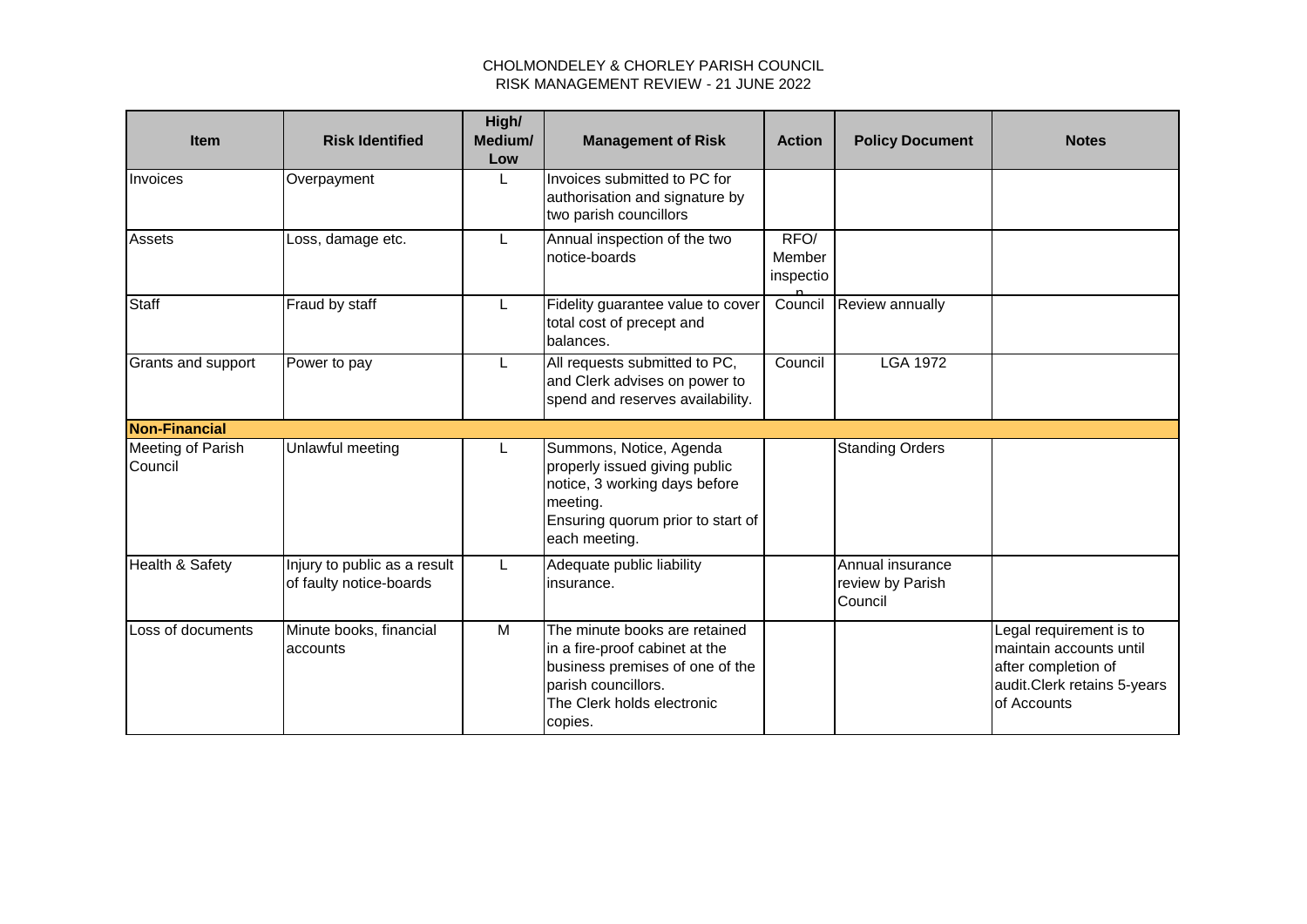CHOLMONDELEY & CHORLEY PARISH COUNCIL
RISK MANAGEMENT REVIEW - 21 JUNE 2022

| Item | Risk Identified | High/ Medium/ Low | Management of Risk | Action | Policy Document | Notes |
|---|---|---|---|---|---|---|
| Invoices | Overpayment | L | Invoices submitted to PC for authorisation and signature by two parish councillors | | | |
| Assets | Loss, damage etc. | L | Annual inspection of the two notice-boards | RFO/ Member inspection | | |
| Staff | Fraud by staff | L | Fidelity guarantee value to cover total cost of precept and balances. | Council | Review annually | |
| Grants and support | Power to pay | L | All requests submitted to PC, and Clerk advises on power to spend and reserves availability. | Council | LGA 1972 | |
| **Non-Financial** | | | | | | |
| Meeting of Parish Council | Unlawful meeting | L | Summons, Notice, Agenda properly issued giving public notice, 3 working days before meeting.<br>Ensuring quorum prior to start of each meeting. | | Standing Orders | |
| Health & Safety | Injury to public as a result of faulty notice-boards | L | Adequate public liability insurance. | | Annual insurance review by Parish Council | |
| Loss of documents | Minute books, financial accounts | M | The minute books are retained in a fire-proof cabinet at the business premises of one of the parish councillors.<br>The Clerk holds electronic copies. | | | Legal requirement is to maintain accounts until after completion of audit.Clerk retains 5-years of Accounts |